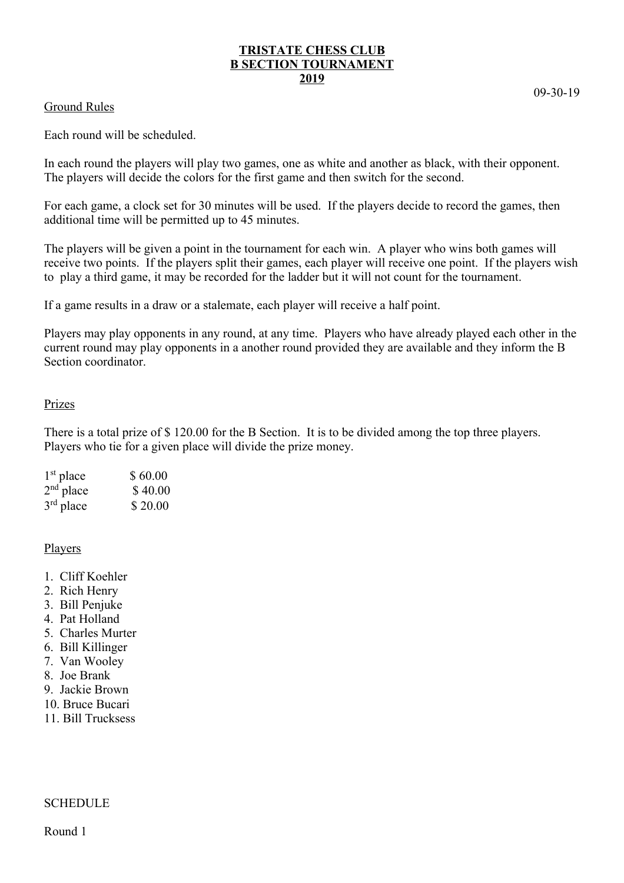# TRISTATE CHESS CLUB
## B SECTION TOURNAMENT
## 2019

09-30-19

Ground Rules

Each round will be scheduled.

In each round the players will play two games, one as white and another as black, with their opponent. The players will decide the colors for the first game and then switch for the second.

For each game, a clock set for 30 minutes will be used. If the players decide to record the games, then additional time will be permitted up to 45 minutes.

The players will be given a point in the tournament for each win. A player who wins both games will receive two points. If the players split their games, each player will receive one point. If the players wish to play a third game, it may be recorded for the ladder but it will not count for the tournament.

If a game results in a draw or a stalemate, each player will receive a half point.

Players may play opponents in any round, at any time. Players who have already played each other in the current round may play opponents in a another round provided they are available and they inform the B Section coordinator.

Prizes

There is a total prize of $ 120.00 for the B Section. It is to be divided among the top three players. Players who tie for a given place will divide the prize money.

| | |
|---|---|
| 1st place | $ 60.00 |
| 2nd place | $ 40.00 |
| 3rd place | $ 20.00 |

Players

1. Cliff Koehler
2. Rich Henry
3. Bill Penjuke
4. Pat Holland
5. Charles Murter
6. Bill Killinger
7. Van Wooley
8. Joe Brank
9. Jackie Brown
10. Bruce Bucari
11. Bill Trucksess

SCHEDULE

Round 1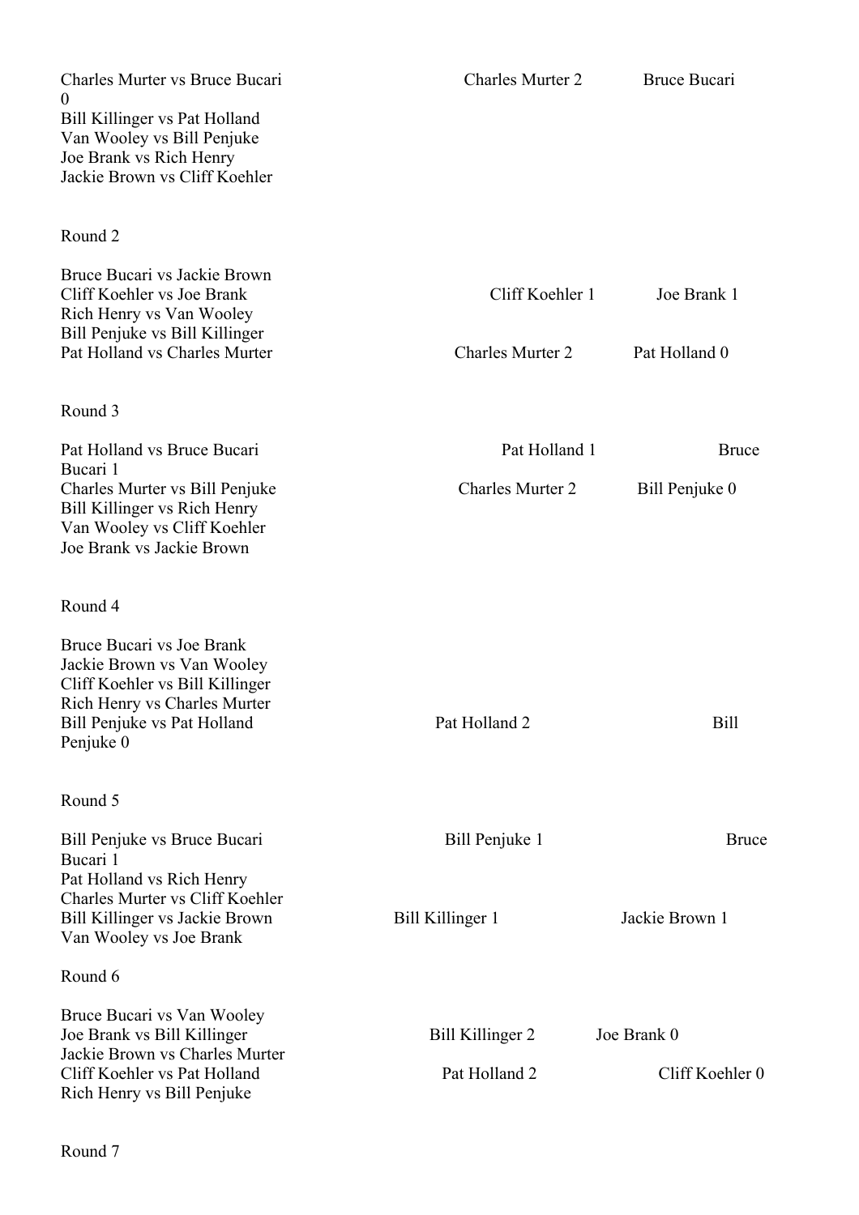Charles Murter vs Bruce Bucari | Charles Murter 2 | Bruce Bucari 0
Bill Killinger vs Pat Holland
Van Wooley vs Bill Penjuke
Joe Brank vs Rich Henry
Jackie Brown vs Cliff Koehler

Round 2

| Match | | |
|---|---|---|
| Bruce Bucari vs Jackie Brown | | |
| Cliff Koehler vs Joe Brank | Cliff Koehler 1 | Joe Brank 1 |
| Rich Henry vs Van Wooley | | |
| Bill Penjuke vs Bill Killinger | | |
| Pat Holland vs Charles Murter | Charles Murter 2 | Pat Holland 0 |

Round 3

| Match | | |
|---|---|---|
| Pat Holland vs Bruce Bucari | Pat Holland 1 | Bruce Bucari 1 |
| Charles Murter vs Bill Penjuke | Charles Murter 2 | Bill Penjuke 0 |
| Bill Killinger vs Rich Henry | | |
| Van Wooley vs Cliff Koehler | | |
| Joe Brank vs Jackie Brown | | |

Round 4

| Match | | |
|---|---|---|
| Bruce Bucari vs Joe Brank | | |
| Jackie Brown vs Van Wooley | | |
| Cliff Koehler vs Bill Killinger | | |
| Rich Henry vs Charles Murter | | |
| Bill Penjuke vs Pat Holland | Pat Holland 2 | Bill Penjuke 0 |

Round 5

| Match | | |
|---|---|---|
| Bill Penjuke vs Bruce Bucari | Bill Penjuke 1 | Bruce Bucari 1 |
| Pat Holland vs Rich Henry | | |
| Charles Murter vs Cliff Koehler | | |
| Bill Killinger vs Jackie Brown | Bill Killinger 1 | Jackie Brown 1 |
| Van Wooley vs Joe Brank | | |

Round 6

| Match | | |
|---|---|---|
| Bruce Bucari vs Van Wooley | | |
| Joe Brank vs Bill Killinger | Bill Killinger 2 | Joe Brank 0 |
| Jackie Brown vs Charles Murter | | |
| Cliff Koehler vs Pat Holland | Pat Holland 2 | Cliff Koehler 0 |
| Rich Henry vs Bill Penjuke | | |

Round 7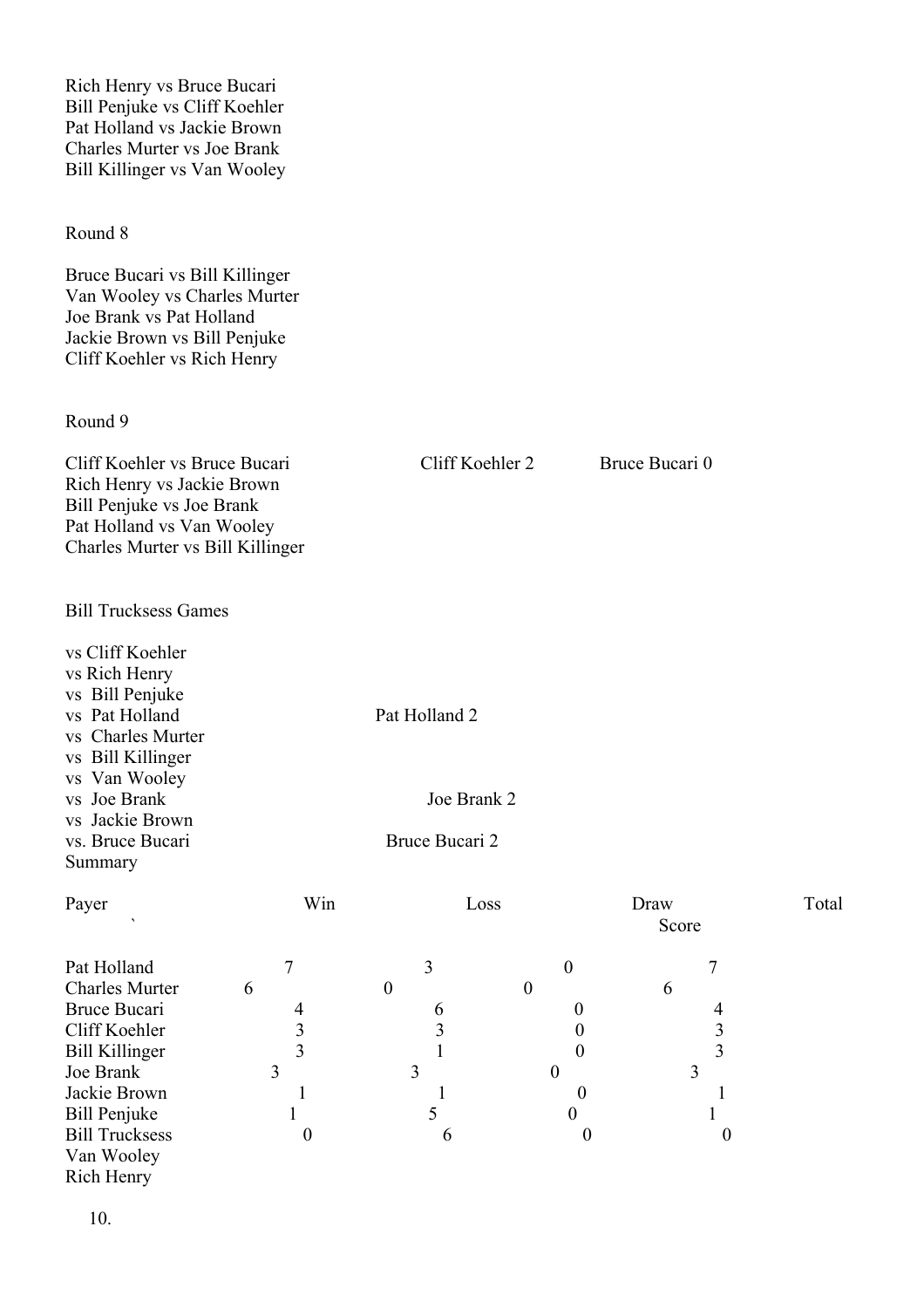Rich Henry vs Bruce Bucari
Bill Penjuke vs Cliff Koehler
Pat Holland vs Jackie Brown
Charles Murter vs Joe Brank
Bill Killinger vs Van Wooley

Round 8

Bruce Bucari vs Bill Killinger
Van Wooley vs Charles Murter
Joe Brank vs Pat Holland
Jackie Brown vs Bill Penjuke
Cliff Koehler vs Rich Henry

Round 9

| | | |
|---|---|---|
| Cliff Koehler vs Bruce Bucari | Cliff Koehler 2 | Bruce Bucari 0 |
| Rich Henry vs Jackie Brown | | |
| Bill Penjuke vs Joe Brank | | |
| Pat Holland vs Van Wooley | | |
| Charles Murter vs Bill Killinger | | |

Bill Trucksess Games

| | |
|---|---|
| vs Cliff Koehler | |
| vs Rich Henry | |
| vs Bill Penjuke | |
| vs Pat Holland | Pat Holland 2 |
| vs Charles Murter | |
| vs Bill Killinger | |
| vs Van Wooley | |
| vs Joe Brank | Joe Brank 2 |
| vs Jackie Brown | |
| vs. Bruce Bucari | Bruce Bucari 2 |

Summary

| Payer | Win | Loss | Draw | Total Score |
|---|---|---|---|---|
| Pat Holland | 7 | 3 | 0 | 7 |
| Charles Murter | 6 | 0 | 0 | 6 |
| Bruce Bucari | 4 | 6 | 0 | 4 |
| Cliff Koehler | 3 | 3 | 0 | 3 |
| Bill Killinger | 3 | 1 | 0 | 3 |
| Joe Brank | 3 | 3 | 0 | 3 |
| Jackie Brown | 1 | 1 | 0 | 1 |
| Bill Penjuke | 1 | 5 | 0 | 1 |
| Bill Trucksess | 0 | 6 | 0 | 0 |
| Van Wooley | | | | |
| Rich Henry | | | | |